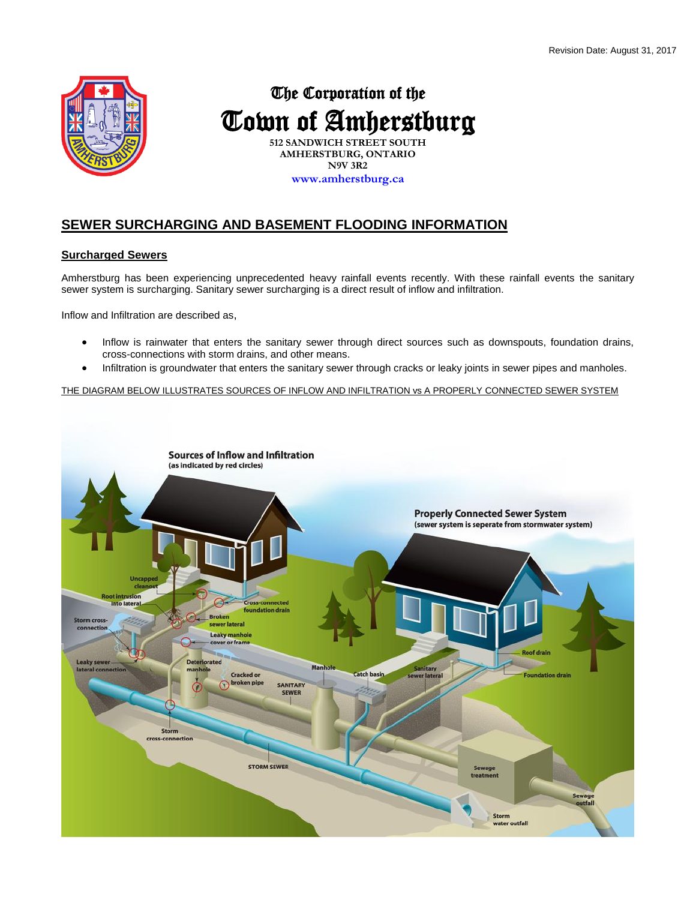Revision Date: August 31, 2017

The Corporation of the

# Town of Amherstburg

512 SANDWICH STREET SOUTH
AMHERSTBURG, ONTARIO
N9V 3R2
www.amherstburg.ca

## SEWER SURCHARGING AND BASEMENT FLOODING INFORMATION

### Surcharged Sewers

Amherstburg has been experiencing unprecedented heavy rainfall events recently. With these rainfall events the sanitary sewer system is surcharging. Sanitary sewer surcharging is a direct result of inflow and infiltration.

Inflow and Infiltration are described as,

- Inflow is rainwater that enters the sanitary sewer through direct sources such as downspouts, foundation drains, cross-connections with storm drains, and other means.
- Infiltration is groundwater that enters the sanitary sewer through cracks or leaky joints in sewer pipes and manholes.

THE DIAGRAM BELOW ILLUSTRATES SOURCES OF INFLOW AND INFILTRATION vs A PROPERLY CONNECTED SEWER SYSTEM

**Sources of Inflow and Infiltration**
(as indicated by red circles)

Uncapped cleanout; Root intrusion into lateral; Storm cross-connection; Leaky sewer lateral connection; Cross-connected foundation drain; Broken sewer lateral; Leaky manhole cover or frame; Deteriorated manhole; Cracked or broken pipe; Storm cross-connection; SANITARY SEWER; STORM SEWER; Manhole; Catch basin

**Properly Connected Sewer System**
(sewer system is seperate from stormwater system)

Roof drain; Foundation drain; Sanitary sewer lateral; Sewage treatment; Sewage outfall; Storm water outfall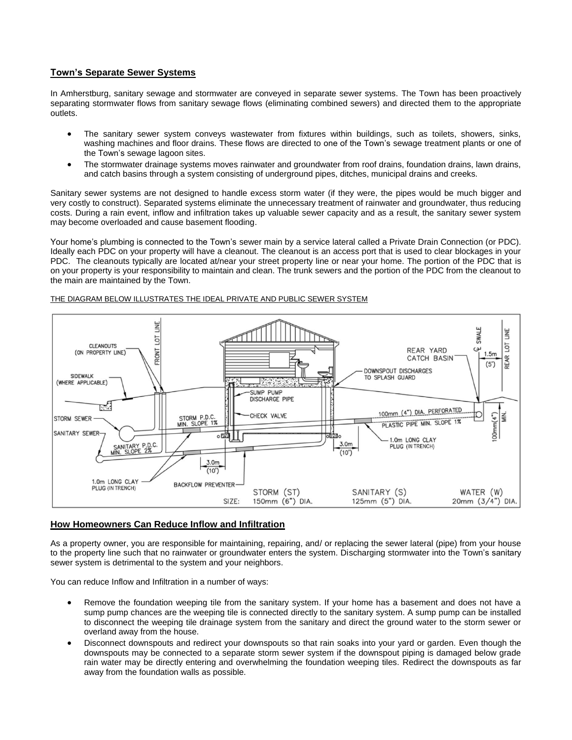## Town's Separate Sewer Systems

In Amherstburg, sanitary sewage and stormwater are conveyed in separate sewer systems. The Town has been proactively separating stormwater flows from sanitary sewage flows (eliminating combined sewers) and directed them to the appropriate outlets.

- The sanitary sewer system conveys wastewater from fixtures within buildings, such as toilets, showers, sinks, washing machines and floor drains. These flows are directed to one of the Town's sewage treatment plants or one of the Town's sewage lagoon sites.
- The stormwater drainage systems moves rainwater and groundwater from roof drains, foundation drains, lawn drains, and catch basins through a system consisting of underground pipes, ditches, municipal drains and creeks.

Sanitary sewer systems are not designed to handle excess storm water (if they were, the pipes would be much bigger and very costly to construct). Separated systems eliminate the unnecessary treatment of rainwater and groundwater, thus reducing costs. During a rain event, inflow and infiltration takes up valuable sewer capacity and as a result, the sanitary sewer system may become overloaded and cause basement flooding.

Your home's plumbing is connected to the Town's sewer main by a service lateral called a Private Drain Connection (or PDC). Ideally each PDC on your property will have a cleanout. The cleanout is an access port that is used to clear blockages in your PDC. The cleanouts typically are located at/near your street property line or near your home. The portion of the PDC that is on your property is your responsibility to maintain and clean. The trunk sewers and the portion of the PDC from the cleanout to the main are maintained by the Town.

THE DIAGRAM BELOW ILLUSTRATES THE IDEAL PRIVATE AND PUBLIC SEWER SYSTEM

CLEANOUTS (ON PROPERTY LINE)
FRONT LOT LINE
SIDEWALK (WHERE APPLICABLE)
STORM SEWER
SANITARY SEWER
STORM P.D.C. MIN. SLOPE 1%
SANITARY P.D.C. MIN. SLOPE 2%
3.0m (10')
1.0m LONG CLAY PLUG (IN TRENCH)
BACKFLOW PREVENTER
SUMP PUMP DISCHARGE PIPE
CHECK VALVE
DOWNSPOUT DISCHARGES TO SPLASH GUARD
100mm (4") DIA. PERFORATED PLASTIC PIPE MIN. SLOPE 1%
1.0m LONG CLAY PLUG (IN TRENCH)
3.0m (10')
REAR YARD CATCH BASIN
℄ SWALE
1.5m (5')
REAR LOT LINE
100mm(4") MIN.

SIZE: STORM (ST) 150mm (6") DIA. SANITARY (S) 125mm (5") DIA. WATER (W) 20mm (3/4") DIA.

## How Homeowners Can Reduce Inflow and Infiltration

As a property owner, you are responsible for maintaining, repairing, and/ or replacing the sewer lateral (pipe) from your house to the property line such that no rainwater or groundwater enters the system. Discharging stormwater into the Town's sanitary sewer system is detrimental to the system and your neighbors.

You can reduce Inflow and Infiltration in a number of ways:

- Remove the foundation weeping tile from the sanitary system. If your home has a basement and does not have a sump pump chances are the weeping tile is connected directly to the sanitary system. A sump pump can be installed to disconnect the weeping tile drainage system from the sanitary and direct the ground water to the storm sewer or overland away from the house.
- Disconnect downspouts and redirect your downspouts so that rain soaks into your yard or garden. Even though the downspouts may be connected to a separate storm sewer system if the downspout piping is damaged below grade rain water may be directly entering and overwhelming the foundation weeping tiles. Redirect the downspouts as far away from the foundation walls as possible.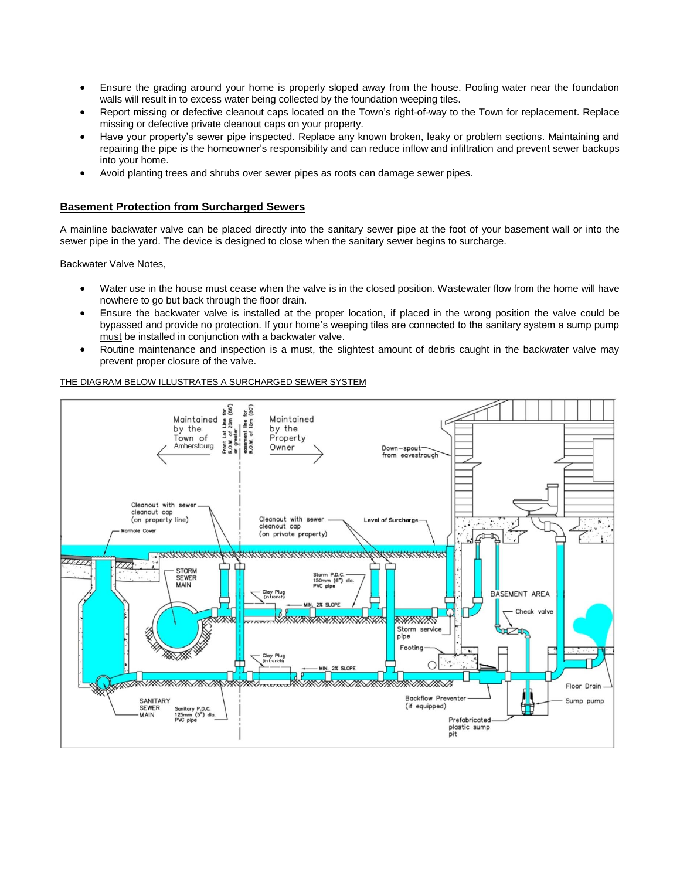- Ensure the grading around your home is properly sloped away from the house. Pooling water near the foundation walls will result in to excess water being collected by the foundation weeping tiles.
- Report missing or defective cleanout caps located on the Town's right-of-way to the Town for replacement. Replace missing or defective private cleanout caps on your property.
- Have your property's sewer pipe inspected. Replace any known broken, leaky or problem sections. Maintaining and repairing the pipe is the homeowner's responsibility and can reduce inflow and infiltration and prevent sewer backups into your home.
- Avoid planting trees and shrubs over sewer pipes as roots can damage sewer pipes.

## Basement Protection from Surcharged Sewers

A mainline backwater valve can be placed directly into the sanitary sewer pipe at the foot of your basement wall or into the sewer pipe in the yard. The device is designed to close when the sanitary sewer begins to surcharge.

Backwater Valve Notes,

- Water use in the house must cease when the valve is in the closed position. Wastewater flow from the home will have nowhere to go but back through the floor drain.
- Ensure the backwater valve is installed at the proper location, if placed in the wrong position the valve could be bypassed and provide no protection. If your home's weeping tiles are connected to the sanitary system a sump pump must be installed in conjunction with a backwater valve.
- Routine maintenance and inspection is a must, the slightest amount of debris caught in the backwater valve may prevent proper closure of the valve.

THE DIAGRAM BELOW ILLUSTRATES A SURCHARGED SEWER SYSTEM

Maintained by the Town of Amherstburg

Front Lot Line for R.O.W. of 20m (66') or greater

easement line for R.O.W. of 15m (50')

Maintained by the Property Owner

Down-spout from eavestrough

Cleanout with sewer cleanout cap (on property line)

Manhole Cover

Cleanout with sewer cleanout cap (on private property)

Level of Surcharge

STORM SEWER MAIN

Storm P.D.C. 150mm (6") dia. PVC pipe

Clay Plug (in trench)

MIN. 2% SLOPE

BASEMENT AREA

Check valve

Storm service pipe

Footing

Clay Plug (in trench)

MIN. 2% SLOPE

Floor Drain

SANITARY SEWER MAIN

Sanitary P.D.C. 125mm (5") dia. PVC pipe

Backflow Preventer (if equipped)

Sump pump

Prefabricated plastic sump pit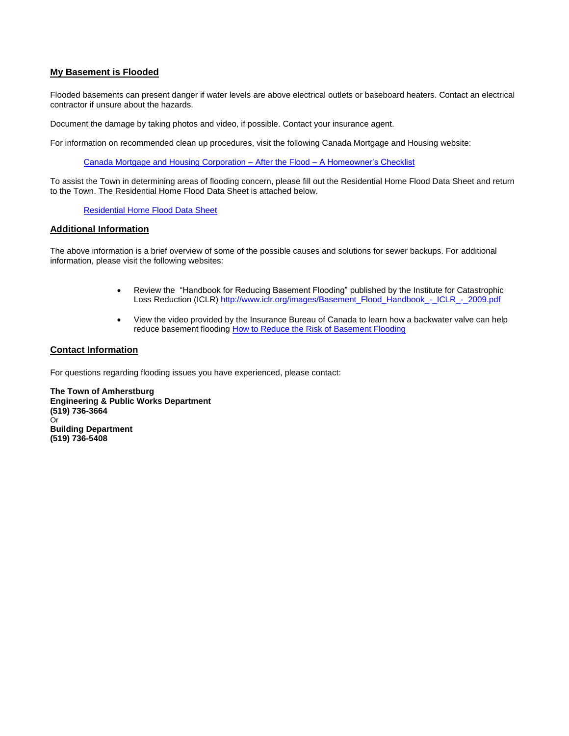## My Basement is Flooded

Flooded basements can present danger if water levels are above electrical outlets or baseboard heaters. Contact an electrical contractor if unsure about the hazards.

Document the damage by taking photos and video, if possible. Contact your insurance agent.

For information on recommended clean up procedures, visit the following Canada Mortgage and Housing website:

Canada Mortgage and Housing Corporation – After the Flood – A Homeowner's Checklist

To assist the Town in determining areas of flooding concern, please fill out the Residential Home Flood Data Sheet and return to the Town. The Residential Home Flood Data Sheet is attached below.

Residential Home Flood Data Sheet

## Additional Information

The above information is a brief overview of some of the possible causes and solutions for sewer backups. For additional information, please visit the following websites:

- Review the "Handbook for Reducing Basement Flooding" published by the Institute for Catastrophic Loss Reduction (ICLR) http://www.iclr.org/images/Basement_Flood_Handbook_-_ICLR_-_2009.pdf
- View the video provided by the Insurance Bureau of Canada to learn how a backwater valve can help reduce basement flooding How to Reduce the Risk of Basement Flooding

## Contact Information

For questions regarding flooding issues you have experienced, please contact:

**The Town of Amherstburg**
**Engineering & Public Works Department**
**(519) 736-3664**
Or
**Building Department**
**(519) 736-5408**